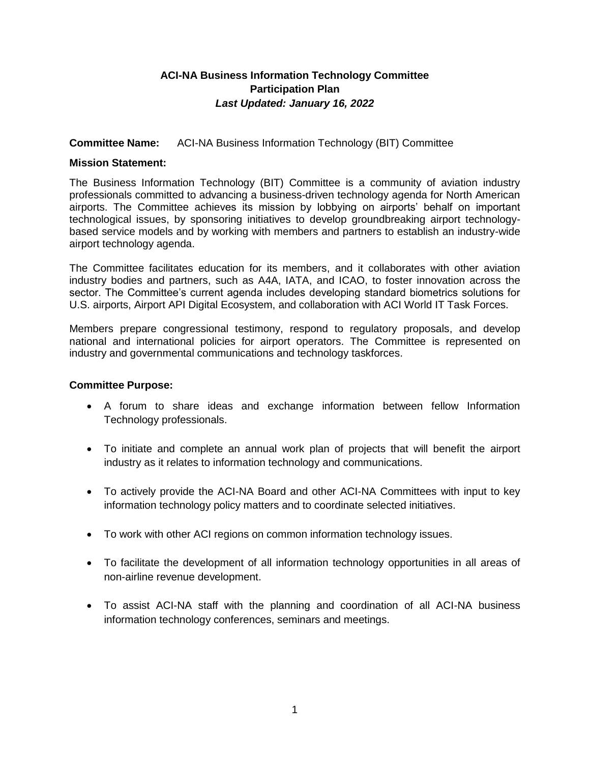# ACI-NA Business Information Technology Committee
## Participation Plan
### *Last Updated: January 16, 2022*

**Committee Name:** ACI-NA Business Information Technology (BIT) Committee

**Mission Statement:**

The Business Information Technology (BIT) Committee is a community of aviation industry professionals committed to advancing a business-driven technology agenda for North American airports. The Committee achieves its mission by lobbying on airports' behalf on important technological issues, by sponsoring initiatives to develop groundbreaking airport technology-based service models and by working with members and partners to establish an industry-wide airport technology agenda.

The Committee facilitates education for its members, and it collaborates with other aviation industry bodies and partners, such as A4A, IATA, and ICAO, to foster innovation across the sector. The Committee's current agenda includes developing standard biometrics solutions for U.S. airports, Airport API Digital Ecosystem, and collaboration with ACI World IT Task Forces.

Members prepare congressional testimony, respond to regulatory proposals, and develop national and international policies for airport operators. The Committee is represented on industry and governmental communications and technology taskforces.

**Committee Purpose:**

- A forum to share ideas and exchange information between fellow Information Technology professionals.
- To initiate and complete an annual work plan of projects that will benefit the airport industry as it relates to information technology and communications.
- To actively provide the ACI-NA Board and other ACI-NA Committees with input to key information technology policy matters and to coordinate selected initiatives.
- To work with other ACI regions on common information technology issues.
- To facilitate the development of all information technology opportunities in all areas of non-airline revenue development.
- To assist ACI-NA staff with the planning and coordination of all ACI-NA business information technology conferences, seminars and meetings.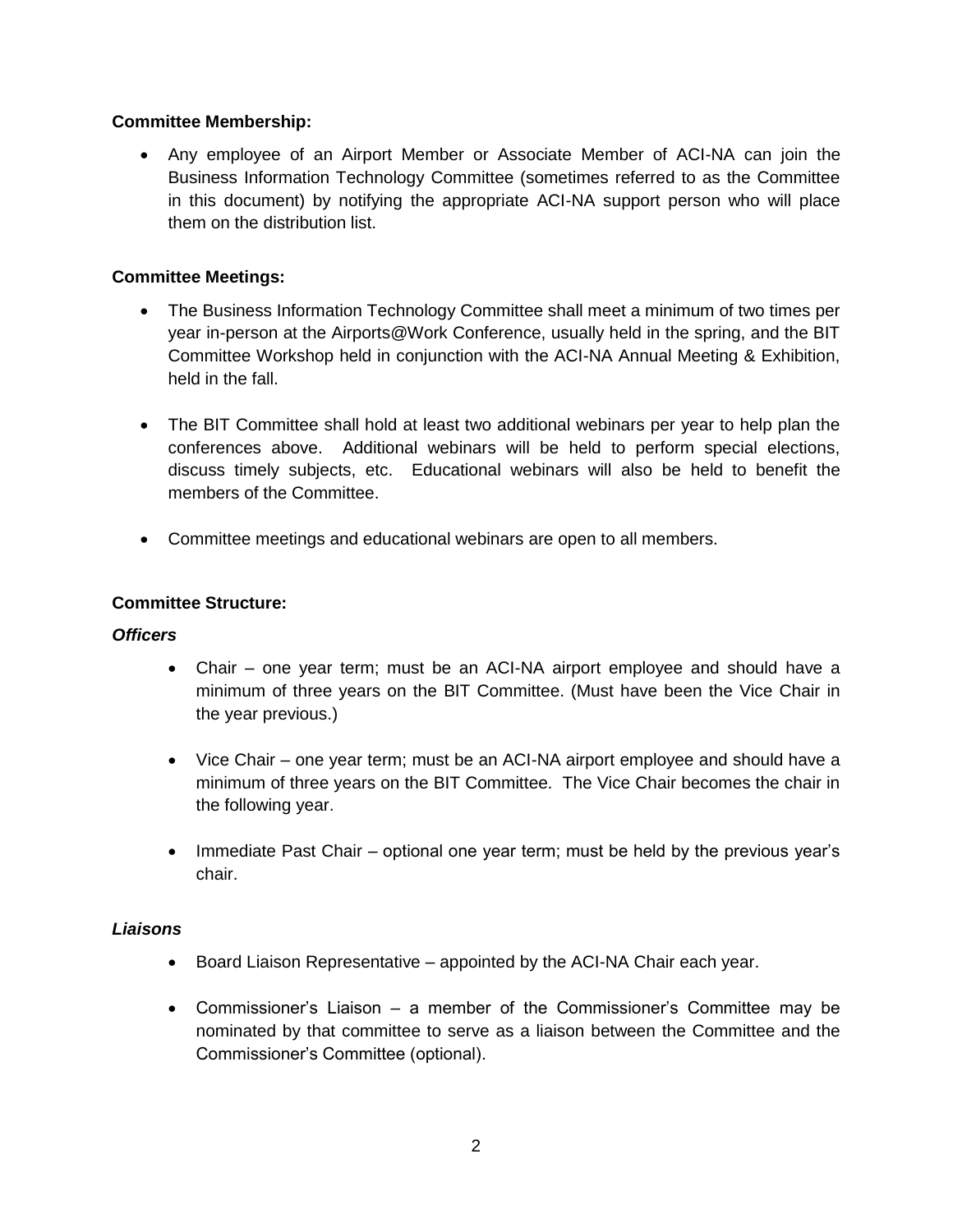**Committee Membership:**

- Any employee of an Airport Member or Associate Member of ACI-NA can join the Business Information Technology Committee (sometimes referred to as the Committee in this document) by notifying the appropriate ACI-NA support person who will place them on the distribution list.

**Committee Meetings:**

- The Business Information Technology Committee shall meet a minimum of two times per year in-person at the Airports@Work Conference, usually held in the spring, and the BIT Committee Workshop held in conjunction with the ACI-NA Annual Meeting & Exhibition, held in the fall.
- The BIT Committee shall hold at least two additional webinars per year to help plan the conferences above. Additional webinars will be held to perform special elections, discuss timely subjects, etc. Educational webinars will also be held to benefit the members of the Committee.
- Committee meetings and educational webinars are open to all members.

**Committee Structure:**

***Officers***

- Chair – one year term; must be an ACI-NA airport employee and should have a minimum of three years on the BIT Committee. (Must have been the Vice Chair in the year previous.)
- Vice Chair – one year term; must be an ACI-NA airport employee and should have a minimum of three years on the BIT Committee. The Vice Chair becomes the chair in the following year.
- Immediate Past Chair – optional one year term; must be held by the previous year's chair.

***Liaisons***

- Board Liaison Representative – appointed by the ACI-NA Chair each year.
- Commissioner's Liaison – a member of the Commissioner's Committee may be nominated by that committee to serve as a liaison between the Committee and the Commissioner's Committee (optional).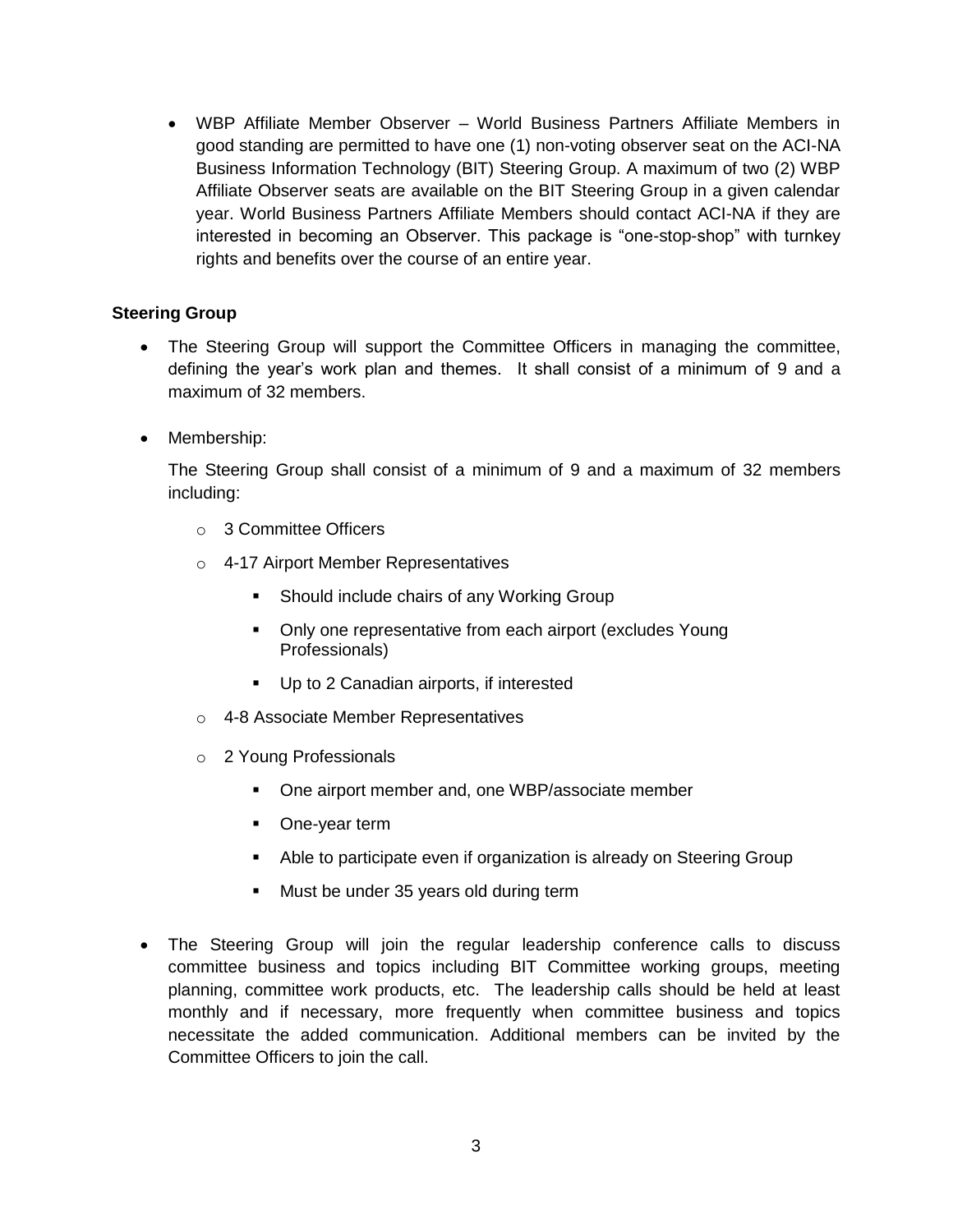- WBP Affiliate Member Observer – World Business Partners Affiliate Members in good standing are permitted to have one (1) non-voting observer seat on the ACI-NA Business Information Technology (BIT) Steering Group. A maximum of two (2) WBP Affiliate Observer seats are available on the BIT Steering Group in a given calendar year. World Business Partners Affiliate Members should contact ACI-NA if they are interested in becoming an Observer. This package is "one-stop-shop" with turnkey rights and benefits over the course of an entire year.

**Steering Group**

- The Steering Group will support the Committee Officers in managing the committee, defining the year's work plan and themes. It shall consist of a minimum of 9 and a maximum of 32 members.
- Membership:

  The Steering Group shall consist of a minimum of 9 and a maximum of 32 members including:

  - 3 Committee Officers
  - 4-17 Airport Member Representatives
    - Should include chairs of any Working Group
    - Only one representative from each airport (excludes Young Professionals)
    - Up to 2 Canadian airports, if interested
  - 4-8 Associate Member Representatives
  - 2 Young Professionals
    - One airport member and, one WBP/associate member
    - One-year term
    - Able to participate even if organization is already on Steering Group
    - Must be under 35 years old during term
- The Steering Group will join the regular leadership conference calls to discuss committee business and topics including BIT Committee working groups, meeting planning, committee work products, etc. The leadership calls should be held at least monthly and if necessary, more frequently when committee business and topics necessitate the added communication. Additional members can be invited by the Committee Officers to join the call.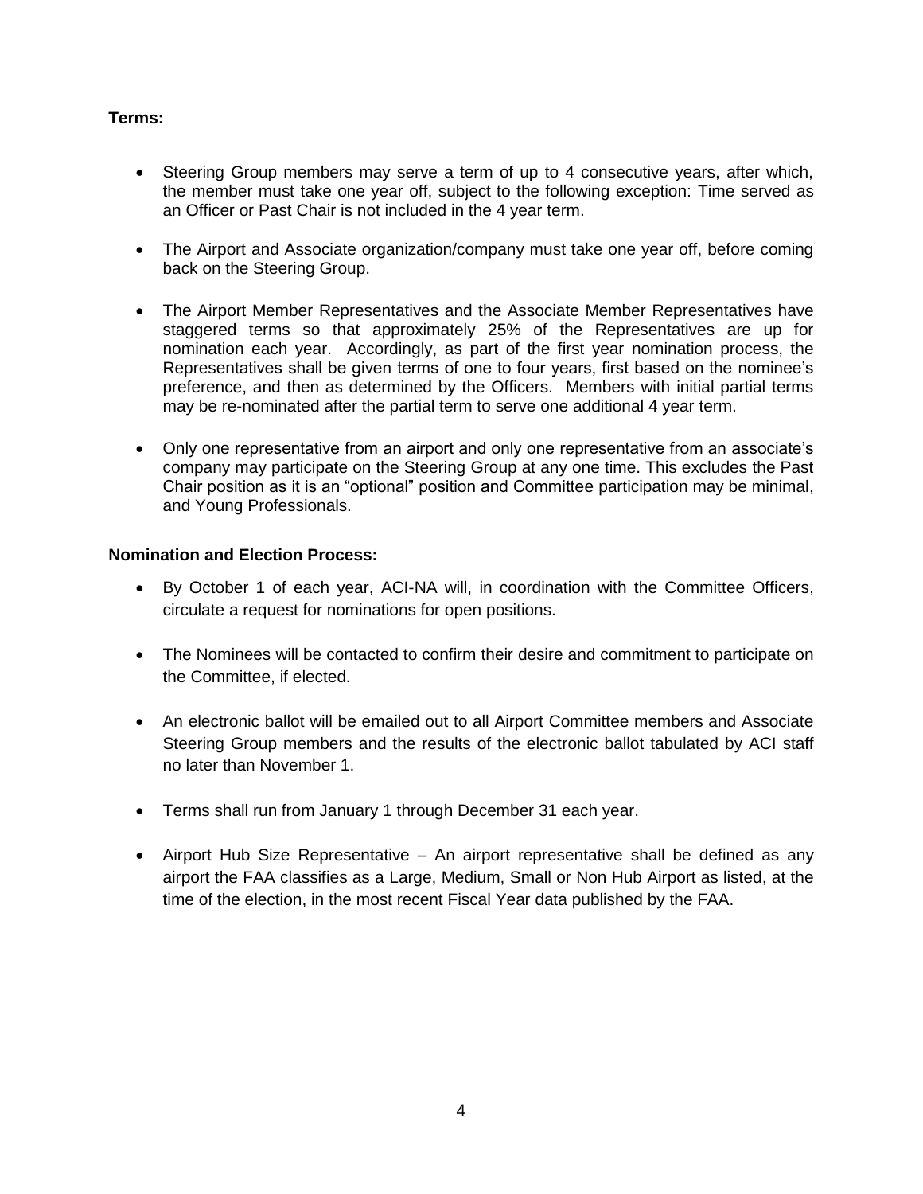**Terms:**

- Steering Group members may serve a term of up to 4 consecutive years, after which, the member must take one year off, subject to the following exception: Time served as an Officer or Past Chair is not included in the 4 year term.

- The Airport and Associate organization/company must take one year off, before coming back on the Steering Group.

- The Airport Member Representatives and the Associate Member Representatives have staggered terms so that approximately 25% of the Representatives are up for nomination each year. Accordingly, as part of the first year nomination process, the Representatives shall be given terms of one to four years, first based on the nominee's preference, and then as determined by the Officers. Members with initial partial terms may be re-nominated after the partial term to serve one additional 4 year term.

- Only one representative from an airport and only one representative from an associate's company may participate on the Steering Group at any one time. This excludes the Past Chair position as it is an "optional" position and Committee participation may be minimal, and Young Professionals.

**Nomination and Election Process:**

- By October 1 of each year, ACI-NA will, in coordination with the Committee Officers, circulate a request for nominations for open positions.

- The Nominees will be contacted to confirm their desire and commitment to participate on the Committee, if elected.

- An electronic ballot will be emailed out to all Airport Committee members and Associate Steering Group members and the results of the electronic ballot tabulated by ACI staff no later than November 1.

- Terms shall run from January 1 through December 31 each year.

- Airport Hub Size Representative – An airport representative shall be defined as any airport the FAA classifies as a Large, Medium, Small or Non Hub Airport as listed, at the time of the election, in the most recent Fiscal Year data published by the FAA.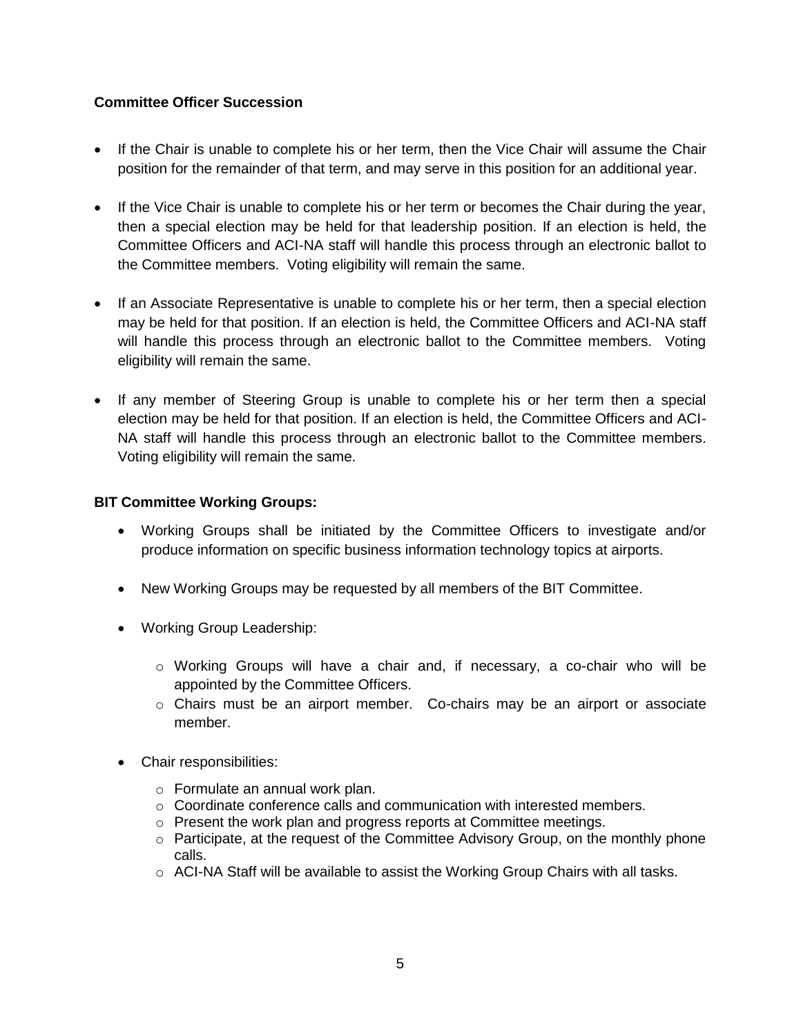**Committee Officer Succession**

- If the Chair is unable to complete his or her term, then the Vice Chair will assume the Chair position for the remainder of that term, and may serve in this position for an additional year.

- If the Vice Chair is unable to complete his or her term or becomes the Chair during the year, then a special election may be held for that leadership position. If an election is held, the Committee Officers and ACI-NA staff will handle this process through an electronic ballot to the Committee members. Voting eligibility will remain the same.

- If an Associate Representative is unable to complete his or her term, then a special election may be held for that position. If an election is held, the Committee Officers and ACI-NA staff will handle this process through an electronic ballot to the Committee members. Voting eligibility will remain the same.

- If any member of Steering Group is unable to complete his or her term then a special election may be held for that position. If an election is held, the Committee Officers and ACI-NA staff will handle this process through an electronic ballot to the Committee members. Voting eligibility will remain the same.

**BIT Committee Working Groups:**

- Working Groups shall be initiated by the Committee Officers to investigate and/or produce information on specific business information technology topics at airports.

- New Working Groups may be requested by all members of the BIT Committee.

- Working Group Leadership:
  - Working Groups will have a chair and, if necessary, a co-chair who will be appointed by the Committee Officers.
  - Chairs must be an airport member. Co-chairs may be an airport or associate member.

- Chair responsibilities:
  - Formulate an annual work plan.
  - Coordinate conference calls and communication with interested members.
  - Present the work plan and progress reports at Committee meetings.
  - Participate, at the request of the Committee Advisory Group, on the monthly phone calls.
  - ACI-NA Staff will be available to assist the Working Group Chairs with all tasks.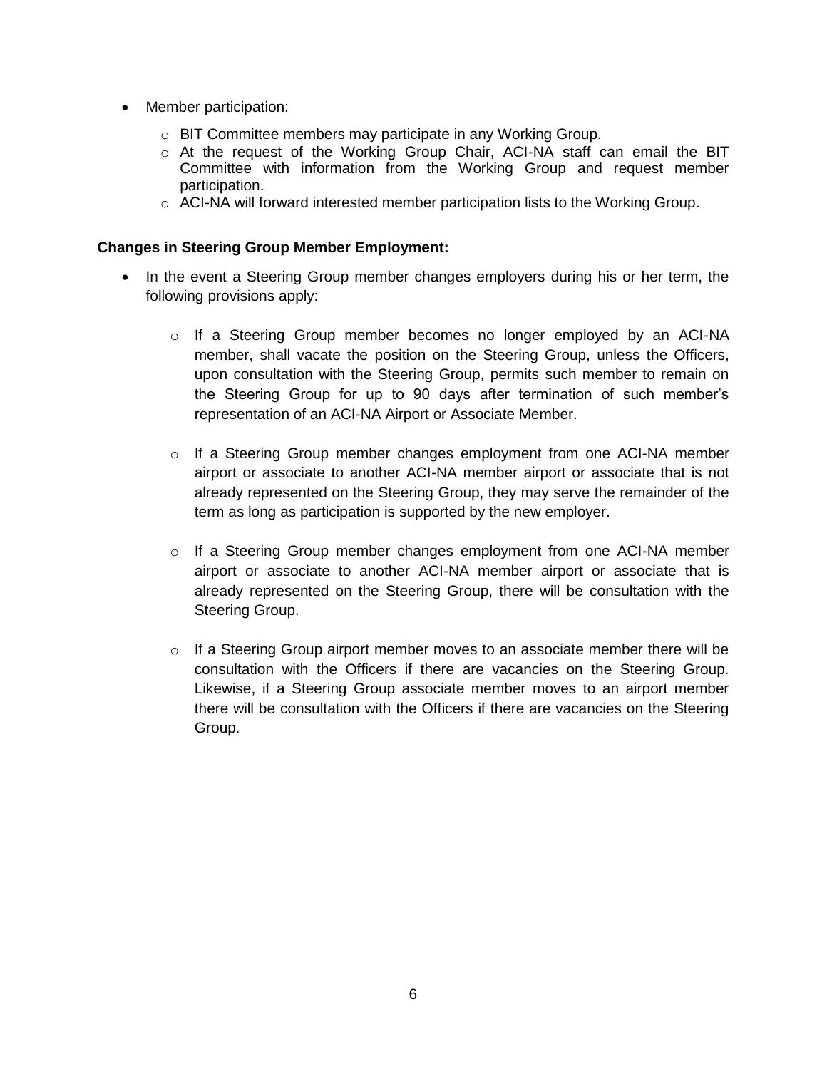- Member participation:
  - BIT Committee members may participate in any Working Group.
  - At the request of the Working Group Chair, ACI-NA staff can email the BIT Committee with information from the Working Group and request member participation.
  - ACI-NA will forward interested member participation lists to the Working Group.

**Changes in Steering Group Member Employment:**

- In the event a Steering Group member changes employers during his or her term, the following provisions apply:
  - If a Steering Group member becomes no longer employed by an ACI-NA member, shall vacate the position on the Steering Group, unless the Officers, upon consultation with the Steering Group, permits such member to remain on the Steering Group for up to 90 days after termination of such member's representation of an ACI-NA Airport or Associate Member.
  - If a Steering Group member changes employment from one ACI-NA member airport or associate to another ACI-NA member airport or associate that is not already represented on the Steering Group, they may serve the remainder of the term as long as participation is supported by the new employer.
  - If a Steering Group member changes employment from one ACI-NA member airport or associate to another ACI-NA member airport or associate that is already represented on the Steering Group, there will be consultation with the Steering Group.
  - If a Steering Group airport member moves to an associate member there will be consultation with the Officers if there are vacancies on the Steering Group. Likewise, if a Steering Group associate member moves to an airport member there will be consultation with the Officers if there are vacancies on the Steering Group.